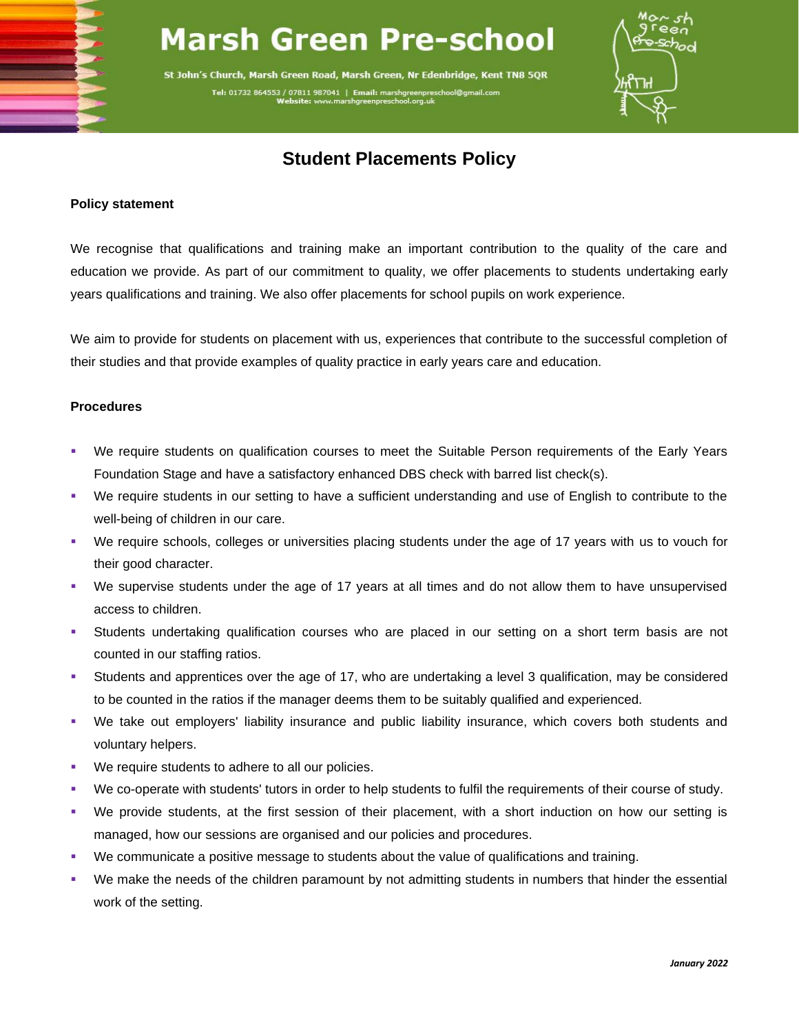# Marsh Green Pre-school

St John's Church, Marsh Green Road, Marsh Green, Nr Edenbridge, Kent TN8 5QR

Tel: 01732 864553 / 07811 987041 | Email: marshgreenpreschool@gmail.com
Website: www.marshgreenpreschool.org.uk

## Student Placements Policy

**Policy statement**

We recognise that qualifications and training make an important contribution to the quality of the care and education we provide. As part of our commitment to quality, we offer placements to students undertaking early years qualifications and training. We also offer placements for school pupils on work experience.

We aim to provide for students on placement with us, experiences that contribute to the successful completion of their studies and that provide examples of quality practice in early years care and education.

**Procedures**

- We require students on qualification courses to meet the Suitable Person requirements of the Early Years Foundation Stage and have a satisfactory enhanced DBS check with barred list check(s).
- We require students in our setting to have a sufficient understanding and use of English to contribute to the well-being of children in our care.
- We require schools, colleges or universities placing students under the age of 17 years with us to vouch for their good character.
- We supervise students under the age of 17 years at all times and do not allow them to have unsupervised access to children.
- Students undertaking qualification courses who are placed in our setting on a short term basis are not counted in our staffing ratios.
- Students and apprentices over the age of 17, who are undertaking a level 3 qualification, may be considered to be counted in the ratios if the manager deems them to be suitably qualified and experienced.
- We take out employers' liability insurance and public liability insurance, which covers both students and voluntary helpers.
- We require students to adhere to all our policies.
- We co-operate with students' tutors in order to help students to fulfil the requirements of their course of study.
- We provide students, at the first session of their placement, with a short induction on how our setting is managed, how our sessions are organised and our policies and procedures.
- We communicate a positive message to students about the value of qualifications and training.
- We make the needs of the children paramount by not admitting students in numbers that hinder the essential work of the setting.

*January 2022*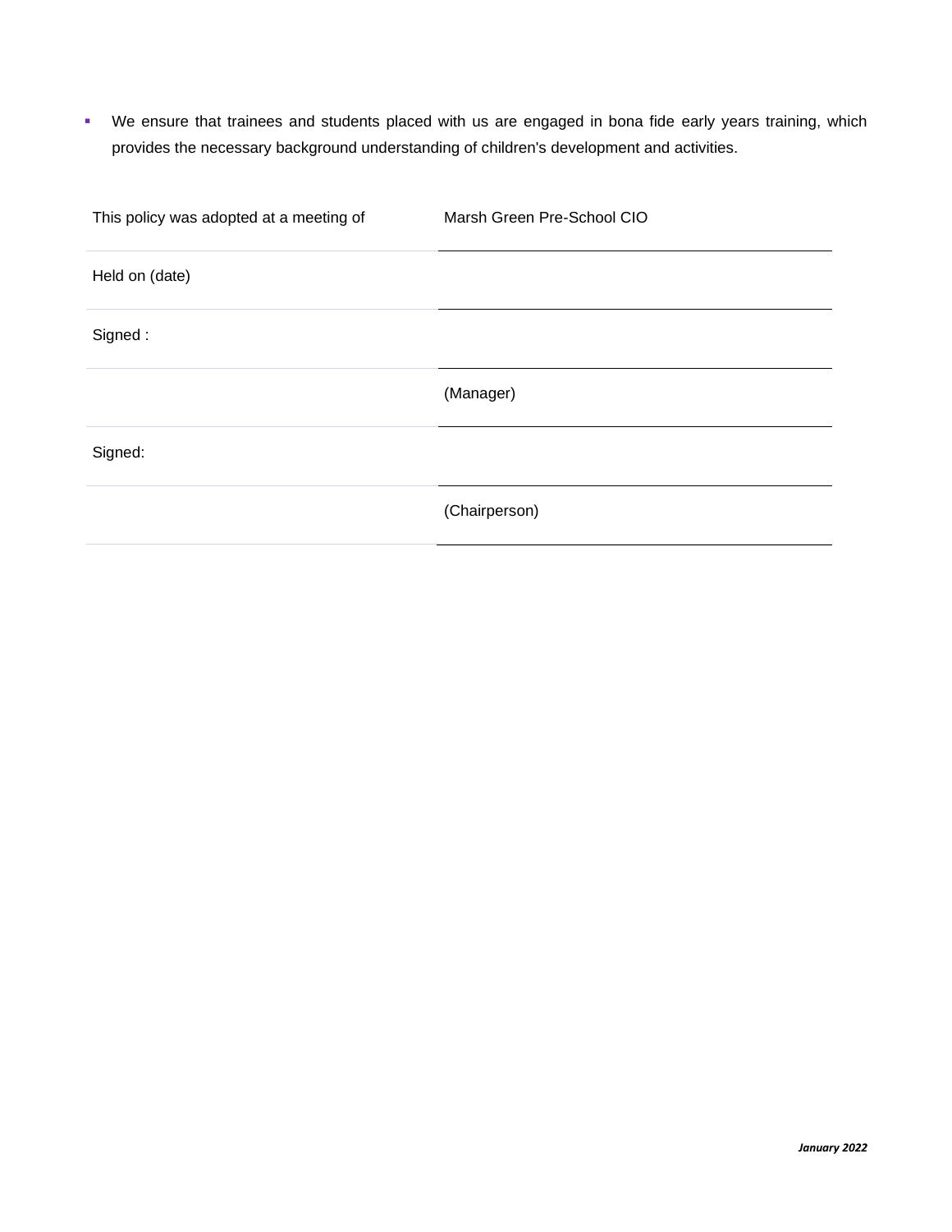- We ensure that trainees and students placed with us are engaged in bona fide early years training, which provides the necessary background understanding of children's development and activities.

| | |
|---|---|
| This policy was adopted at a meeting of | Marsh Green Pre-School CIO |
| Held on (date) | |
| Signed : | |
| | (Manager) |
| Signed: | |
| | (Chairperson) |

***January 2022***